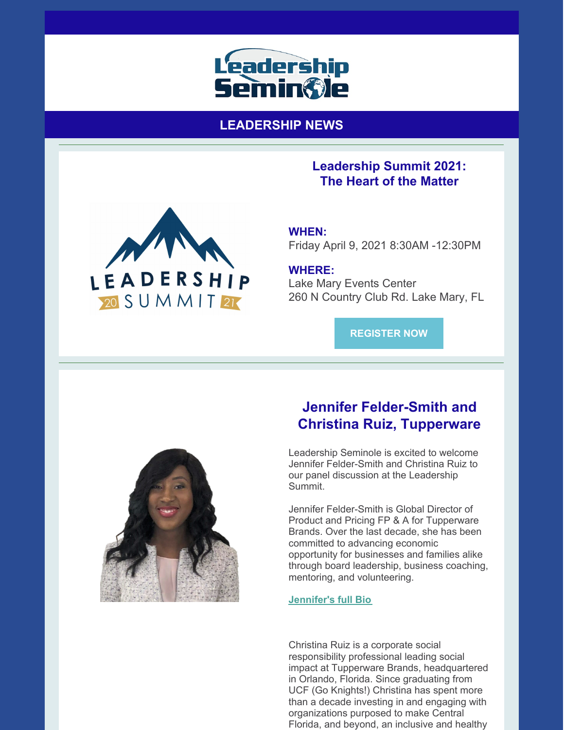# Leadership Seminole

## LEADERSHIP NEWS

### Leadership Summit 2021: The Heart of the Matter

LEADERSHIP SUMMIT 2021

**WHEN:**
Friday April 9, 2021 8:30AM -12:30PM

**WHERE:**
Lake Mary Events Center
260 N Country Club Rd. Lake Mary, FL

**REGISTER NOW**

### Jennifer Felder-Smith and Christina Ruiz, Tupperware

Leadership Seminole is excited to welcome Jennifer Felder-Smith and Christina Ruiz to our panel discussion at the Leadership Summit.

Jennifer Felder-Smith is Global Director of Product and Pricing FP & A for Tupperware Brands. Over the last decade, she has been committed to advancing economic opportunity for businesses and families alike through board leadership, business coaching, mentoring, and volunteering.

**Jennifer's full Bio**

Christina Ruiz is a corporate social responsibility professional leading social impact at Tupperware Brands, headquartered in Orlando, Florida. Since graduating from UCF (Go Knights!) Christina has spent more than a decade investing in and engaging with organizations purposed to make Central Florida, and beyond, an inclusive and healthy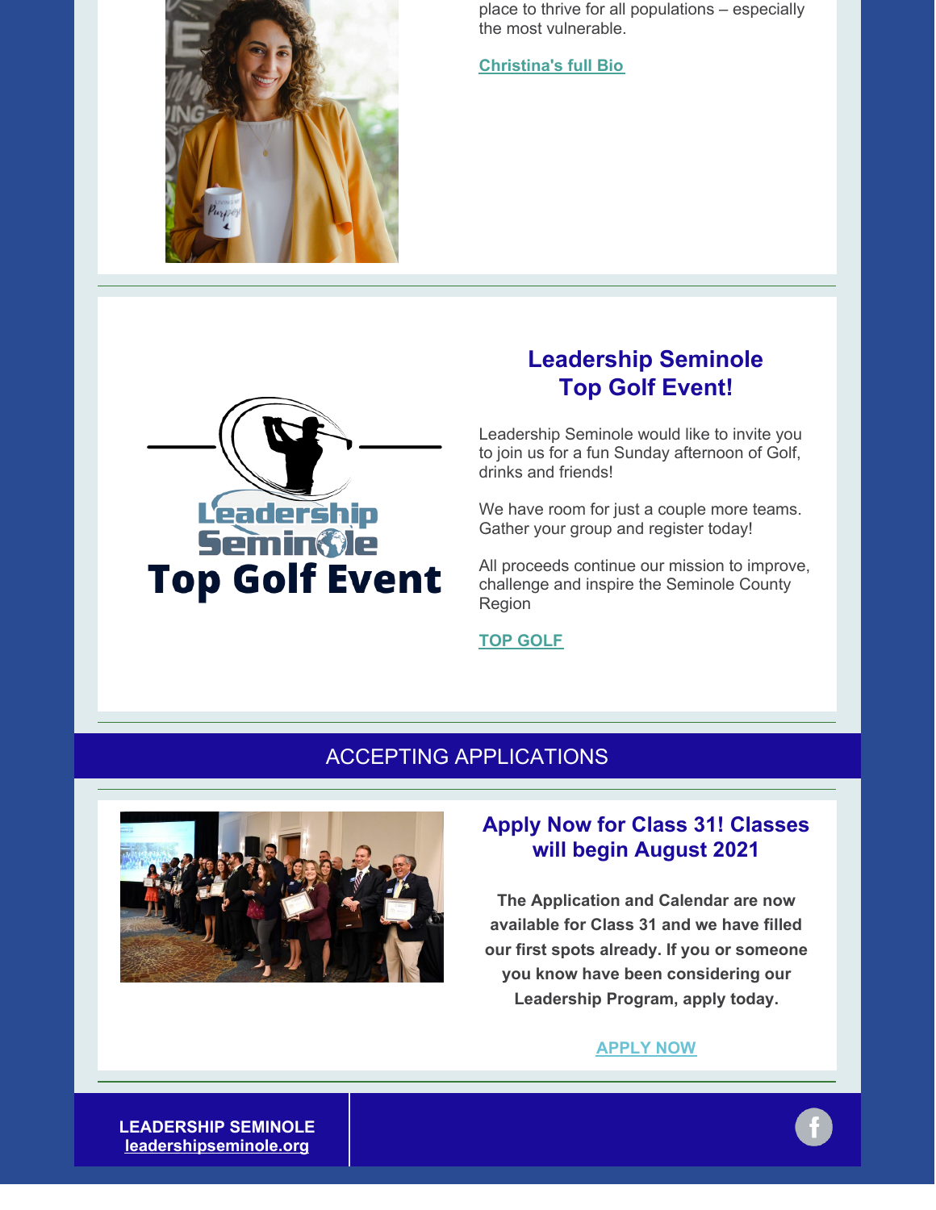place to thrive for all populations – especially the most vulnerable.

Christina's full Bio

## Leadership Seminole Top Golf Event!

Leadership Seminole would like to invite you to join us for a fun Sunday afternoon of Golf, drinks and friends!

We have room for just a couple more teams. Gather your group and register today!

All proceeds continue our mission to improve, challenge and inspire the Seminole County Region

TOP GOLF

# ACCEPTING APPLICATIONS

## Apply Now for Class 31! Classes will begin August 2021

**The Application and Calendar are now available for Class 31 and we have filled our first spots already. If you or someone you know have been considering our Leadership Program, apply today.**

APPLY NOW

**LEADERSHIP SEMINOLE**
**leadershipseminole.org**